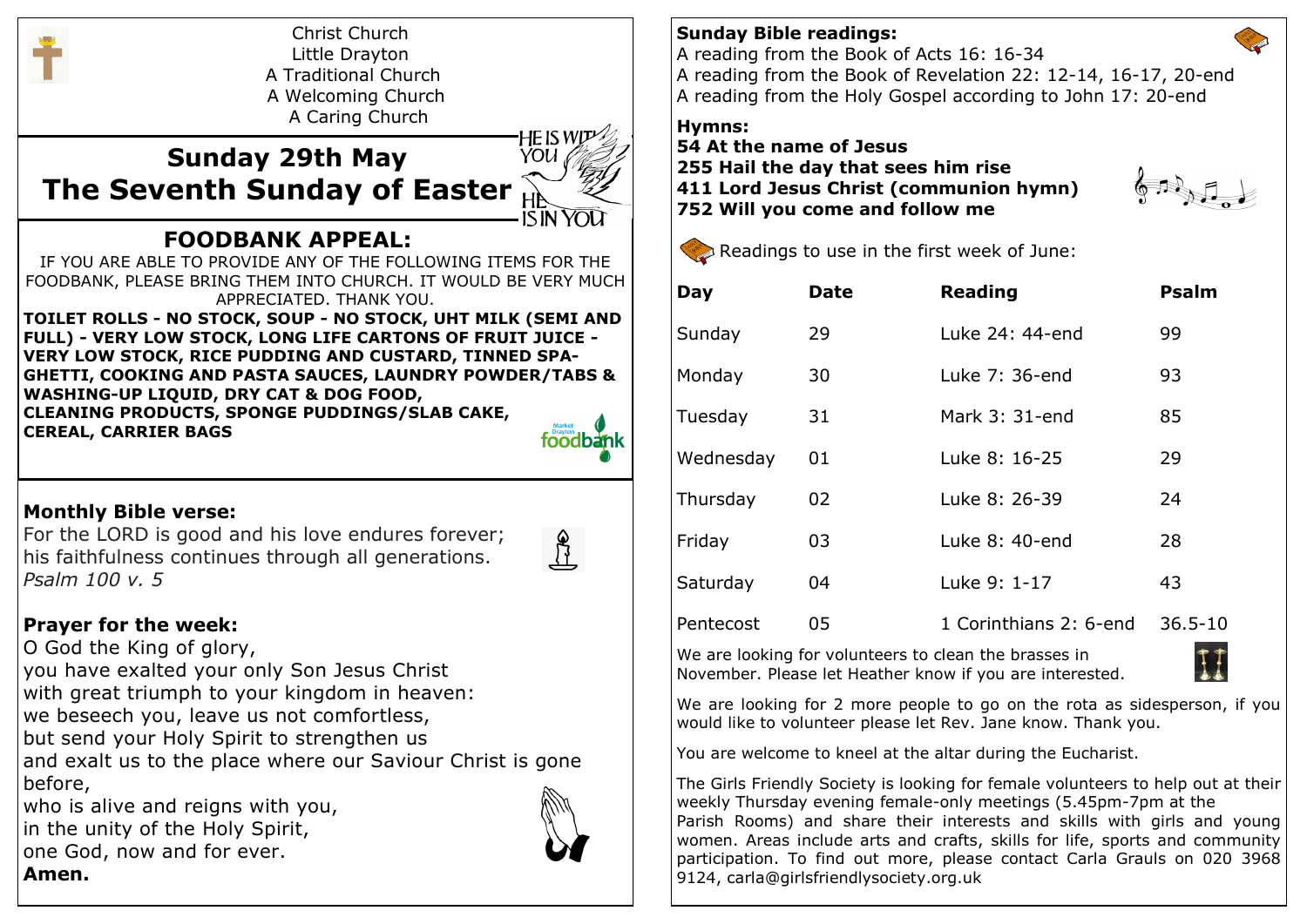Christ Church
Little Drayton
A Traditional Church
A Welcoming Church
A Caring Church

# Sunday 29th May
# The Seventh Sunday of Easter

## FOODBANK APPEAL:

IF YOU ARE ABLE TO PROVIDE ANY OF THE FOLLOWING ITEMS FOR THE FOODBANK, PLEASE BRING THEM INTO CHURCH. IT WOULD BE VERY MUCH APPRECIATED. THANK YOU.

**TOILET ROLLS - NO STOCK, SOUP - NO STOCK, UHT MILK (SEMI AND FULL) - VERY LOW STOCK, LONG LIFE CARTONS OF FRUIT JUICE - VERY LOW STOCK, RICE PUDDING AND CUSTARD, TINNED SPAGHETTI, COOKING AND PASTA SAUCES, LAUNDRY POWDER/TABS & WASHING-UP LIQUID, DRY CAT & DOG FOOD, CLEANING PRODUCTS, SPONGE PUDDINGS/SLAB CAKE, CEREAL, CARRIER BAGS**

### Monthly Bible verse:

For the LORD is good and his love endures forever;
his faithfulness continues through all generations.
*Psalm 100 v. 5*

### Prayer for the week:

O God the King of glory,
you have exalted your only Son Jesus Christ
with great triumph to your kingdom in heaven:
we beseech you, leave us not comfortless,
but send your Holy Spirit to strengthen us
and exalt us to the place where our Saviour Christ is gone before,
who is alive and reigns with you,
in the unity of the Holy Spirit,
one God, now and for ever.
**Amen.**

### Sunday Bible readings:

A reading from the Book of Acts 16: 16-34
A reading from the Book of Revelation 22: 12-14, 16-17, 20-end
A reading from the Holy Gospel according to John 17: 20-end

### Hymns:

**54 At the name of Jesus**
**255 Hail the day that sees him rise**
**411 Lord Jesus Christ (communion hymn)**
**752 Will you come and follow me**

Readings to use in the first week of June:

| Day | Date | Reading | Psalm |
|---|---|---|---|
| Sunday | 29 | Luke 24: 44-end | 99 |
| Monday | 30 | Luke 7: 36-end | 93 |
| Tuesday | 31 | Mark 3: 31-end | 85 |
| Wednesday | 01 | Luke 8: 16-25 | 29 |
| Thursday | 02 | Luke 8: 26-39 | 24 |
| Friday | 03 | Luke 8: 40-end | 28 |
| Saturday | 04 | Luke 9: 1-17 | 43 |
| Pentecost | 05 | 1 Corinthians 2: 6-end | 36.5-10 |

We are looking for volunteers to clean the brasses in November. Please let Heather know if you are interested.

We are looking for 2 more people to go on the rota as sidesperson, if you would like to volunteer please let Rev. Jane know. Thank you.

You are welcome to kneel at the altar during the Eucharist.

The Girls Friendly Society is looking for female volunteers to help out at their weekly Thursday evening female-only meetings (5.45pm-7pm at the Parish Rooms) and share their interests and skills with girls and young women. Areas include arts and crafts, skills for life, sports and community participation. To find out more, please contact Carla Grauls on 020 3968 9124, carla@girlsfriendlysociety.org.uk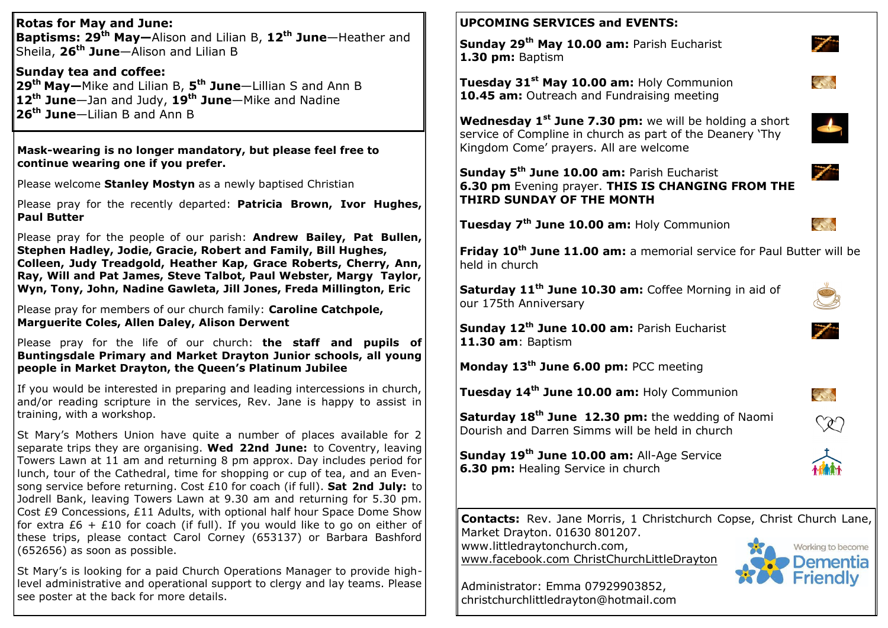**Rotas for May and June:**
**Baptisms: 29th May—**Alison and Lilian B, **12th June**—Heather and Sheila, **26th June**—Alison and Lilian B

**Sunday tea and coffee:**
**29th May—**Mike and Lilian B, **5th June**—Lillian S and Ann B
**12th June**—Jan and Judy, **19th June**—Mike and Nadine
**26th June**—Lilian B and Ann B

**Mask-wearing is no longer mandatory, but please feel free to continue wearing one if you prefer.**

Please welcome **Stanley Mostyn** as a newly baptised Christian

Please pray for the recently departed: **Patricia Brown, Ivor Hughes, Paul Butter**

Please pray for the people of our parish: **Andrew Bailey, Pat Bullen, Stephen Hadley, Jodie, Gracie, Robert and Family, Bill Hughes, Colleen, Judy Treadgold, Heather Kap, Grace Roberts, Cherry, Ann, Ray, Will and Pat James, Steve Talbot, Paul Webster, Margy Taylor, Wyn, Tony, John, Nadine Gawleta, Jill Jones, Freda Millington, Eric**

Please pray for members of our church family: **Caroline Catchpole, Marguerite Coles, Allen Daley, Alison Derwent**

Please pray for the life of our church: **the staff and pupils of Buntingsdale Primary and Market Drayton Junior schools, all young people in Market Drayton, the Queen's Platinum Jubilee**

If you would be interested in preparing and leading intercessions in church, and/or reading scripture in the services, Rev. Jane is happy to assist in training, with a workshop.

St Mary's Mothers Union have quite a number of places available for 2 separate trips they are organising. **Wed 22nd June:** to Coventry, leaving Towers Lawn at 11 am and returning 8 pm approx. Day includes period for lunch, tour of the Cathedral, time for shopping or cup of tea, and an Evensong service before returning. Cost £10 for coach (if full). **Sat 2nd July:** to Jodrell Bank, leaving Towers Lawn at 9.30 am and returning for 5.30 pm. Cost £9 Concessions, £11 Adults, with optional half hour Space Dome Show for extra £6 + £10 for coach (if full). If you would like to go on either of these trips, please contact Carol Corney (653137) or Barbara Bashford (652656) as soon as possible.

St Mary's is looking for a paid Church Operations Manager to provide high-level administrative and operational support to clergy and lay teams. Please see poster at the back for more details.

**UPCOMING SERVICES and EVENTS:**

**Sunday 29th May 10.00 am:** Parish Eucharist
**1.30 pm:** Baptism

**Tuesday 31st May 10.00 am:** Holy Communion
**10.45 am:** Outreach and Fundraising meeting

**Wednesday 1st June 7.30 pm:** we will be holding a short service of Compline in church as part of the Deanery 'Thy Kingdom Come' prayers. All are welcome

**Sunday 5th June 10.00 am:** Parish Eucharist
**6.30 pm** Evening prayer. **THIS IS CHANGING FROM THE THIRD SUNDAY OF THE MONTH**

**Tuesday 7th June 10.00 am:** Holy Communion

**Friday 10th June 11.00 am:** a memorial service for Paul Butter will be held in church

**Saturday 11th June 10.30 am:** Coffee Morning in aid of our 175th Anniversary

**Sunday 12th June 10.00 am:** Parish Eucharist
**11.30 am**: Baptism

**Monday 13th June 6.00 pm:** PCC meeting

**Tuesday 14th June 10.00 am:** Holy Communion

**Saturday 18th June 12.30 pm:** the wedding of Naomi Dourish and Darren Simms will be held in church

**Sunday 19th June 10.00 am:** All-Age Service
**6.30 pm:** Healing Service in church

**Contacts:** Rev. Jane Morris, 1 Christchurch Copse, Christ Church Lane, Market Drayton. 01630 801207.
www.littledraytonchurch.com,
www.facebook.com ChristChurchLittleDrayton

Working to become Dementia Friendly

Administrator: Emma 07929903852,
christchurchlittledrayton@hotmail.com